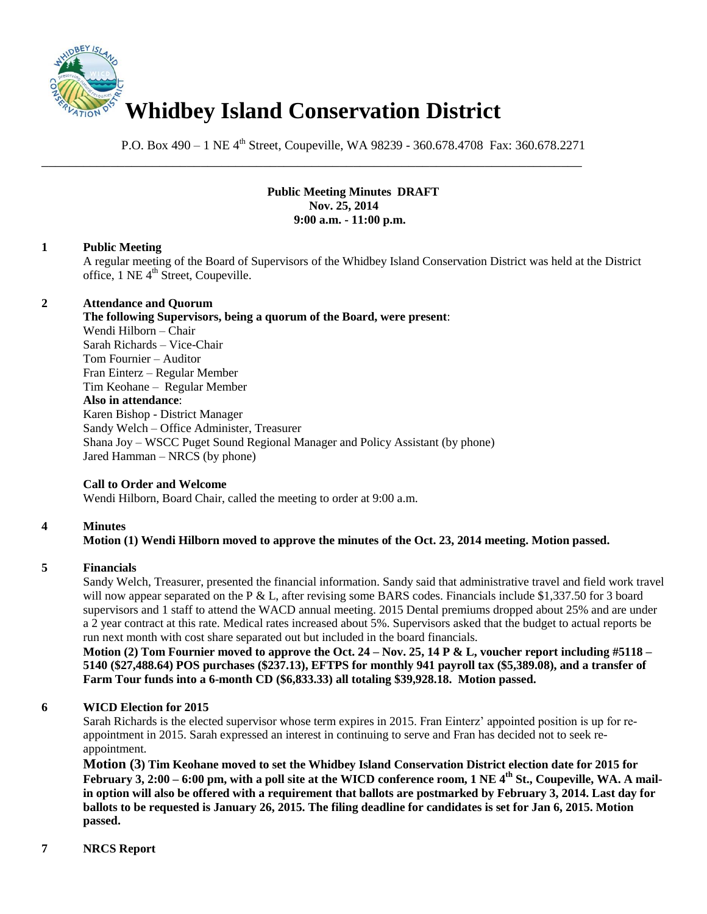# Whidbey Island Conservation District

P.O. Box 490 – 1 NE 4th Street, Coupeville, WA 98239 - 360.678.4708 Fax: 360.678.2271

---

**Public Meeting Minutes DRAFT**
**Nov. 25, 2014**
**9:00 a.m. - 11:00 p.m.**

## 1 Public Meeting

A regular meeting of the Board of Supervisors of the Whidbey Island Conservation District was held at the District office, 1 NE 4th Street, Coupeville.

## 2 Attendance and Quorum

**The following Supervisors, being a quorum of the Board, were present**:
Wendi Hilborn – Chair
Sarah Richards – Vice-Chair
Tom Fournier – Auditor
Fran Einterz – Regular Member
Tim Keohane – Regular Member
**Also in attendance**:
Karen Bishop - District Manager
Sandy Welch – Office Administer, Treasurer
Shana Joy – WSCC Puget Sound Regional Manager and Policy Assistant (by phone)
Jared Hamman – NRCS (by phone)

**Call to Order and Welcome**
Wendi Hilborn, Board Chair, called the meeting to order at 9:00 a.m.

## 4 Minutes

**Motion (1) Wendi Hilborn moved to approve the minutes of the Oct. 23, 2014 meeting. Motion passed.**

## 5 Financials

Sandy Welch, Treasurer, presented the financial information. Sandy said that administrative travel and field work travel will now appear separated on the P & L, after revising some BARS codes. Financials include $1,337.50 for 3 board supervisors and 1 staff to attend the WACD annual meeting. 2015 Dental premiums dropped about 25% and are under a 2 year contract at this rate. Medical rates increased about 5%. Supervisors asked that the budget to actual reports be run next month with cost share separated out but included in the board financials.

**Motion (2) Tom Fournier moved to approve the Oct. 24 – Nov. 25, 14 P & L, voucher report including #5118 – 5140 ($27,488.64) POS purchases ($237.13), EFTPS for monthly 941 payroll tax ($5,389.08), and a transfer of Farm Tour funds into a 6-month CD ($6,833.33) all totaling $39,928.18. Motion passed.**

## 6 WICD Election for 2015

Sarah Richards is the elected supervisor whose term expires in 2015. Fran Einterz' appointed position is up for re-appointment in 2015. Sarah expressed an interest in continuing to serve and Fran has decided not to seek re-appointment.

**Motion (3) Tim Keohane moved to set the Whidbey Island Conservation District election date for 2015 for February 3, 2:00 – 6:00 pm, with a poll site at the WICD conference room, 1 NE 4th St., Coupeville, WA. A mail-in option will also be offered with a requirement that ballots are postmarked by February 3, 2014. Last day for ballots to be requested is January 26, 2015. The filing deadline for candidates is set for Jan 6, 2015. Motion passed.**

## 7 NRCS Report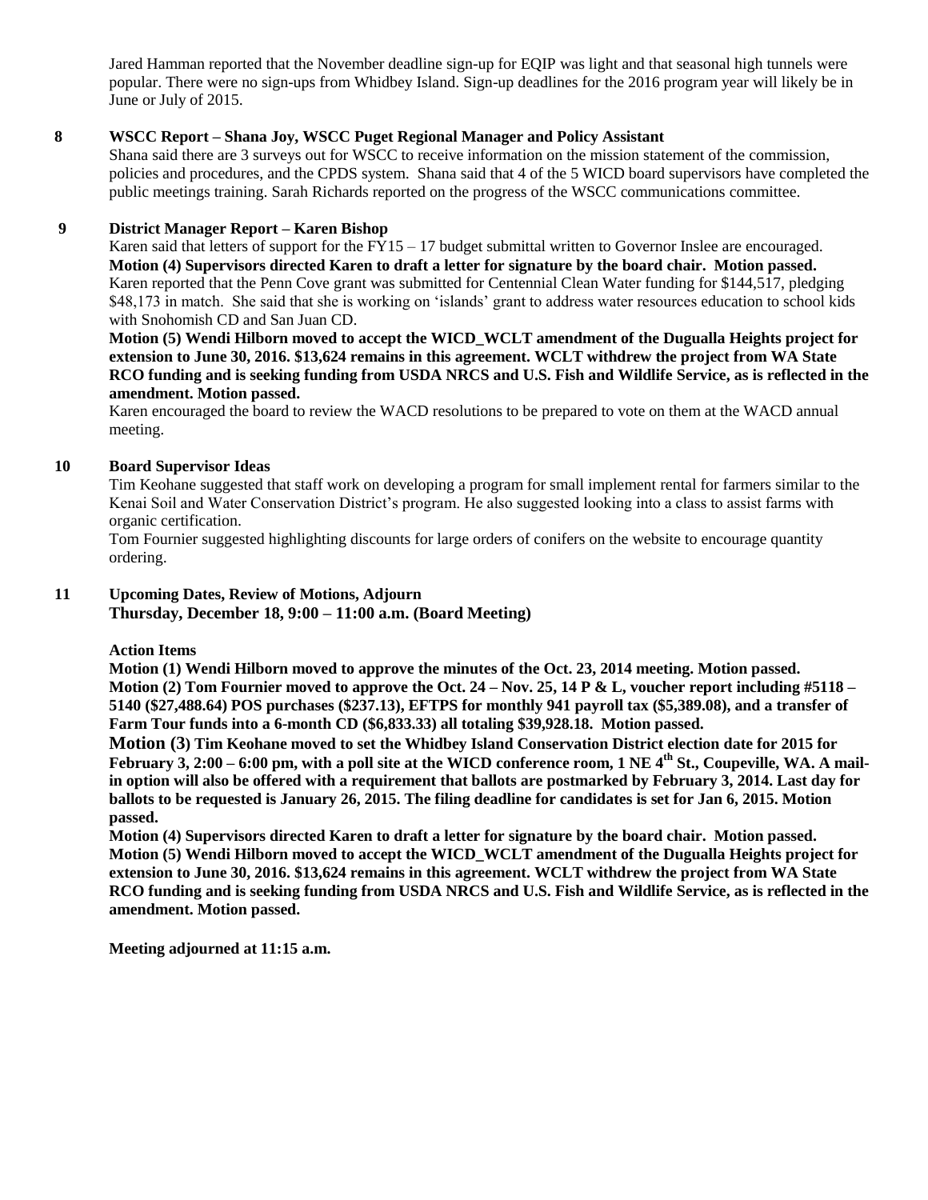Jared Hamman reported that the November deadline sign-up for EQIP was light and that seasonal high tunnels were popular. There were no sign-ups from Whidbey Island. Sign-up deadlines for the 2016 program year will likely be in June or July of 2015.

**8 WSCC Report – Shana Joy, WSCC Puget Regional Manager and Policy Assistant**

Shana said there are 3 surveys out for WSCC to receive information on the mission statement of the commission, policies and procedures, and the CPDS system. Shana said that 4 of the 5 WICD board supervisors have completed the public meetings training. Sarah Richards reported on the progress of the WSCC communications committee.

**9 District Manager Report – Karen Bishop**

Karen said that letters of support for the FY15 – 17 budget submittal written to Governor Inslee are encouraged. **Motion (4) Supervisors directed Karen to draft a letter for signature by the board chair. Motion passed.** Karen reported that the Penn Cove grant was submitted for Centennial Clean Water funding for $144,517, pledging $48,173 in match. She said that she is working on 'islands' grant to address water resources education to school kids with Snohomish CD and San Juan CD.

**Motion (5) Wendi Hilborn moved to accept the WICD_WCLT amendment of the Dugualla Heights project for extension to June 30, 2016. $13,624 remains in this agreement. WCLT withdrew the project from WA State RCO funding and is seeking funding from USDA NRCS and U.S. Fish and Wildlife Service, as is reflected in the amendment. Motion passed.**

Karen encouraged the board to review the WACD resolutions to be prepared to vote on them at the WACD annual meeting.

**10 Board Supervisor Ideas**

Tim Keohane suggested that staff work on developing a program for small implement rental for farmers similar to the Kenai Soil and Water Conservation District's program. He also suggested looking into a class to assist farms with organic certification.

Tom Fournier suggested highlighting discounts for large orders of conifers on the website to encourage quantity ordering.

**11 Upcoming Dates, Review of Motions, Adjourn**

**Thursday, December 18, 9:00 – 11:00 a.m. (Board Meeting)**

**Action Items**

**Motion (1) Wendi Hilborn moved to approve the minutes of the Oct. 23, 2014 meeting. Motion passed.**

**Motion (2) Tom Fournier moved to approve the Oct. 24 – Nov. 25, 14 P & L, voucher report including #5118 – 5140 ($27,488.64) POS purchases ($237.13), EFTPS for monthly 941 payroll tax ($5,389.08), and a transfer of Farm Tour funds into a 6-month CD ($6,833.33) all totaling $39,928.18. Motion passed.**

**Motion (3) Tim Keohane moved to set the Whidbey Island Conservation District election date for 2015 for February 3, 2:00 – 6:00 pm, with a poll site at the WICD conference room, 1 NE 4th St., Coupeville, WA. A mail-in option will also be offered with a requirement that ballots are postmarked by February 3, 2014. Last day for ballots to be requested is January 26, 2015. The filing deadline for candidates is set for Jan 6, 2015. Motion passed.**

**Motion (4) Supervisors directed Karen to draft a letter for signature by the board chair. Motion passed.**

**Motion (5) Wendi Hilborn moved to accept the WICD_WCLT amendment of the Dugualla Heights project for extension to June 30, 2016. $13,624 remains in this agreement. WCLT withdrew the project from WA State RCO funding and is seeking funding from USDA NRCS and U.S. Fish and Wildlife Service, as is reflected in the amendment. Motion passed.**

**Meeting adjourned at 11:15 a.m.**